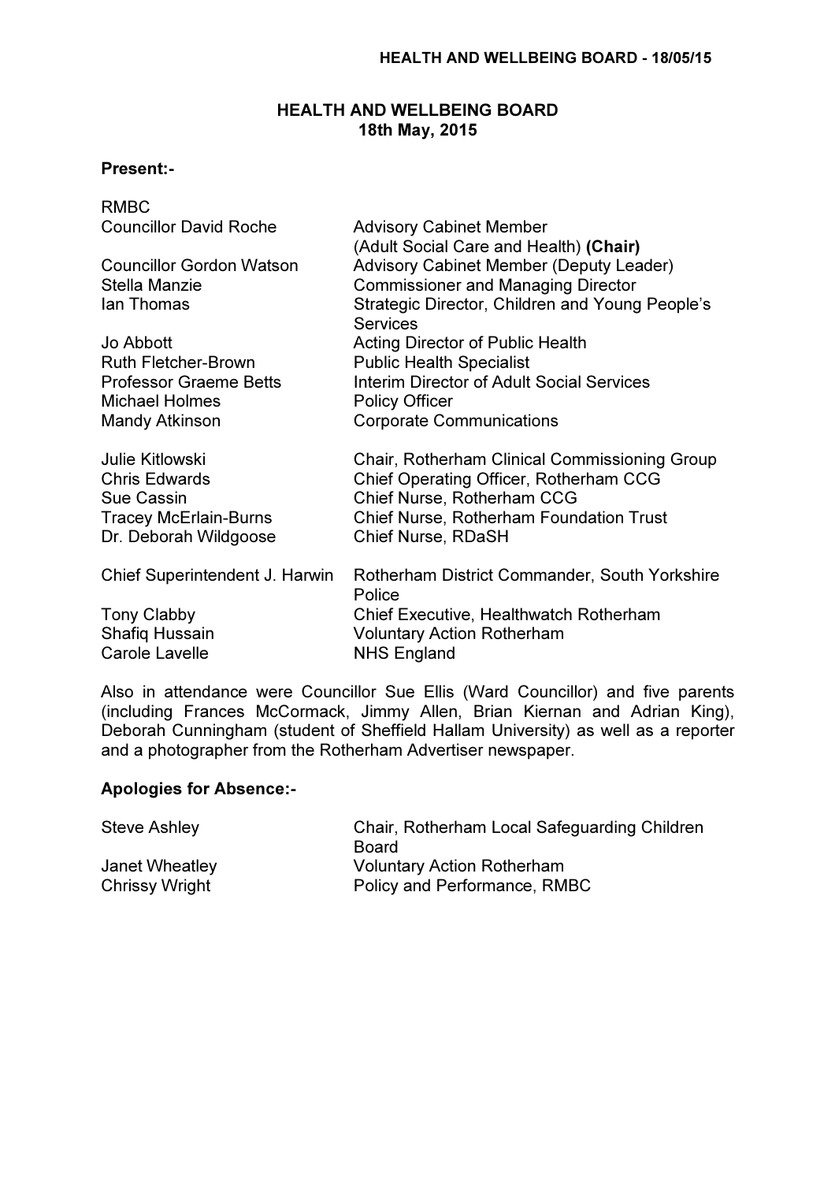# HEALTH AND WELLBEING BOARD
**18th May, 2015**

**Present:-**

| | |
|---|---|
| RMBC | |
| Councillor David Roche | Advisory Cabinet Member (Adult Social Care and Health) **(Chair)** |
| Councillor Gordon Watson | Advisory Cabinet Member (Deputy Leader) |
| Stella Manzie | Commissioner and Managing Director |
| Ian Thomas | Strategic Director, Children and Young People's Services |
| Jo Abbott | Acting Director of Public Health |
| Ruth Fletcher-Brown | Public Health Specialist |
| Professor Graeme Betts | Interim Director of Adult Social Services |
| Michael Holmes | Policy Officer |
| Mandy Atkinson | Corporate Communications |
| | |
| Julie Kitlowski | Chair, Rotherham Clinical Commissioning Group |
| Chris Edwards | Chief Operating Officer, Rotherham CCG |
| Sue Cassin | Chief Nurse, Rotherham CCG |
| Tracey McErlain-Burns | Chief Nurse, Rotherham Foundation Trust |
| Dr. Deborah Wildgoose | Chief Nurse, RDaSH |
| | |
| Chief Superintendent J. Harwin | Rotherham District Commander, South Yorkshire Police |
| Tony Clabby | Chief Executive, Healthwatch Rotherham |
| Shafiq Hussain | Voluntary Action Rotherham |
| Carole Lavelle | NHS England |

Also in attendance were Councillor Sue Ellis (Ward Councillor) and five parents (including Frances McCormack, Jimmy Allen, Brian Kiernan and Adrian King), Deborah Cunningham (student of Sheffield Hallam University) as well as a reporter and a photographer from the Rotherham Advertiser newspaper.

**Apologies for Absence:-**

| | |
|---|---|
| Steve Ashley | Chair, Rotherham Local Safeguarding Children Board |
| Janet Wheatley | Voluntary Action Rotherham |
| Chrissy Wright | Policy and Performance, RMBC |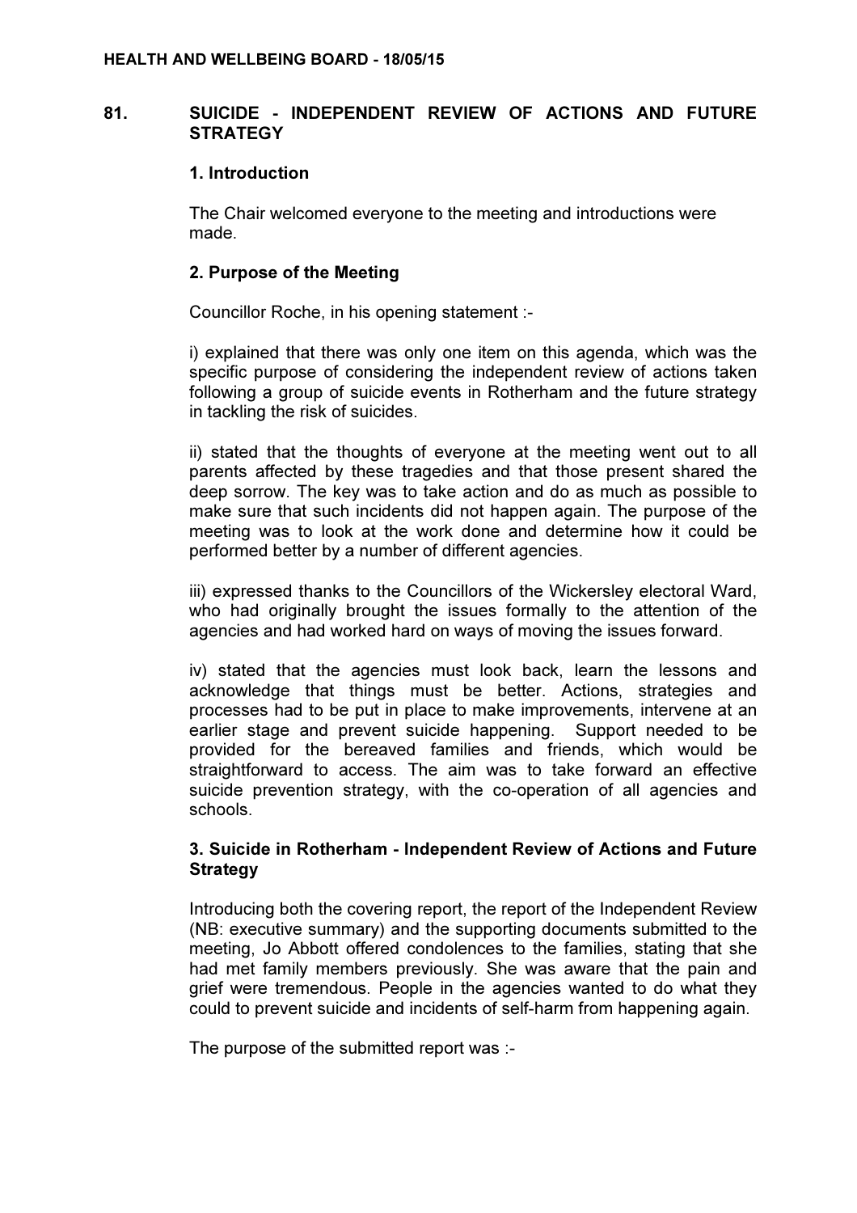## 81. SUICIDE - INDEPENDENT REVIEW OF ACTIONS AND FUTURE STRATEGY

### 1. Introduction

The Chair welcomed everyone to the meeting and introductions were made.

### 2. Purpose of the Meeting

Councillor Roche, in his opening statement :-

i) explained that there was only one item on this agenda, which was the specific purpose of considering the independent review of actions taken following a group of suicide events in Rotherham and the future strategy in tackling the risk of suicides.

ii) stated that the thoughts of everyone at the meeting went out to all parents affected by these tragedies and that those present shared the deep sorrow. The key was to take action and do as much as possible to make sure that such incidents did not happen again. The purpose of the meeting was to look at the work done and determine how it could be performed better by a number of different agencies.

iii) expressed thanks to the Councillors of the Wickersley electoral Ward, who had originally brought the issues formally to the attention of the agencies and had worked hard on ways of moving the issues forward.

iv) stated that the agencies must look back, learn the lessons and acknowledge that things must be better. Actions, strategies and processes had to be put in place to make improvements, intervene at an earlier stage and prevent suicide happening. Support needed to be provided for the bereaved families and friends, which would be straightforward to access. The aim was to take forward an effective suicide prevention strategy, with the co-operation of all agencies and schools.

### 3. Suicide in Rotherham - Independent Review of Actions and Future Strategy

Introducing both the covering report, the report of the Independent Review (NB: executive summary) and the supporting documents submitted to the meeting, Jo Abbott offered condolences to the families, stating that she had met family members previously. She was aware that the pain and grief were tremendous. People in the agencies wanted to do what they could to prevent suicide and incidents of self-harm from happening again.

The purpose of the submitted report was :-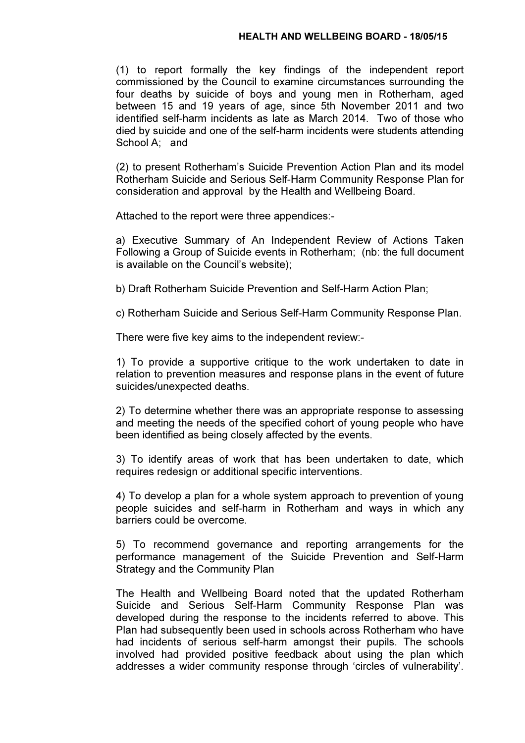(1) to report formally the key findings of the independent report commissioned by the Council to examine circumstances surrounding the four deaths by suicide of boys and young men in Rotherham, aged between 15 and 19 years of age, since 5th November 2011 and two identified self-harm incidents as late as March 2014. Two of those who died by suicide and one of the self-harm incidents were students attending School A; and

(2) to present Rotherham's Suicide Prevention Action Plan and its model Rotherham Suicide and Serious Self-Harm Community Response Plan for consideration and approval by the Health and Wellbeing Board.

Attached to the report were three appendices:-

a) Executive Summary of An Independent Review of Actions Taken Following a Group of Suicide events in Rotherham; (nb: the full document is available on the Council's website);

b) Draft Rotherham Suicide Prevention and Self-Harm Action Plan;

c) Rotherham Suicide and Serious Self-Harm Community Response Plan.

There were five key aims to the independent review:-

1) To provide a supportive critique to the work undertaken to date in relation to prevention measures and response plans in the event of future suicides/unexpected deaths.

2) To determine whether there was an appropriate response to assessing and meeting the needs of the specified cohort of young people who have been identified as being closely affected by the events.

3) To identify areas of work that has been undertaken to date, which requires redesign or additional specific interventions.

4) To develop a plan for a whole system approach to prevention of young people suicides and self-harm in Rotherham and ways in which any barriers could be overcome.

5) To recommend governance and reporting arrangements for the performance management of the Suicide Prevention and Self-Harm Strategy and the Community Plan

The Health and Wellbeing Board noted that the updated Rotherham Suicide and Serious Self-Harm Community Response Plan was developed during the response to the incidents referred to above. This Plan had subsequently been used in schools across Rotherham who have had incidents of serious self-harm amongst their pupils. The schools involved had provided positive feedback about using the plan which addresses a wider community response through 'circles of vulnerability'.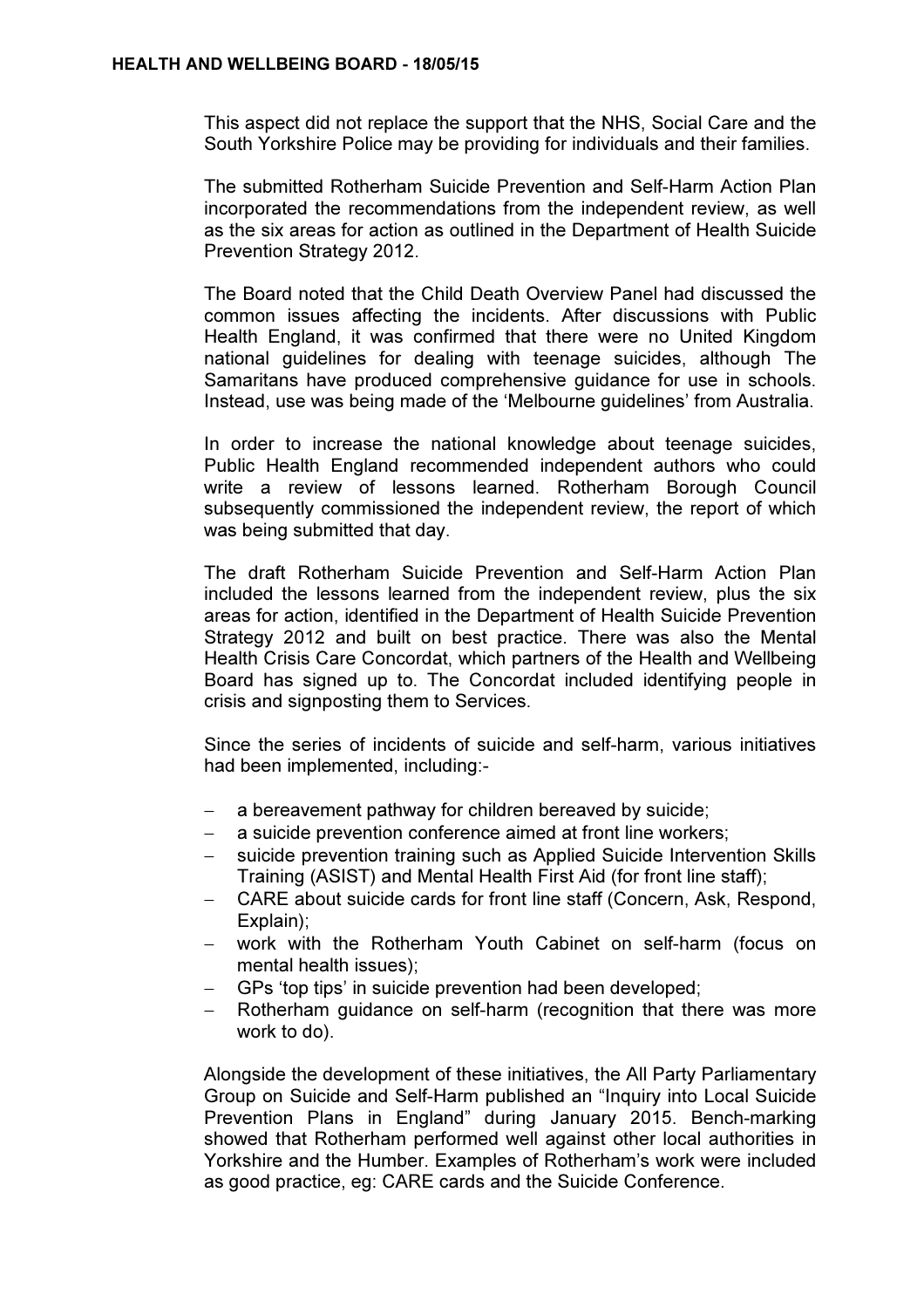This aspect did not replace the support that the NHS, Social Care and the South Yorkshire Police may be providing for individuals and their families.

The submitted Rotherham Suicide Prevention and Self-Harm Action Plan incorporated the recommendations from the independent review, as well as the six areas for action as outlined in the Department of Health Suicide Prevention Strategy 2012.

The Board noted that the Child Death Overview Panel had discussed the common issues affecting the incidents. After discussions with Public Health England, it was confirmed that there were no United Kingdom national guidelines for dealing with teenage suicides, although The Samaritans have produced comprehensive guidance for use in schools. Instead, use was being made of the 'Melbourne guidelines' from Australia.

In order to increase the national knowledge about teenage suicides, Public Health England recommended independent authors who could write a review of lessons learned. Rotherham Borough Council subsequently commissioned the independent review, the report of which was being submitted that day.

The draft Rotherham Suicide Prevention and Self-Harm Action Plan included the lessons learned from the independent review, plus the six areas for action, identified in the Department of Health Suicide Prevention Strategy 2012 and built on best practice. There was also the Mental Health Crisis Care Concordat, which partners of the Health and Wellbeing Board has signed up to. The Concordat included identifying people in crisis and signposting them to Services.

Since the series of incidents of suicide and self-harm, various initiatives had been implemented, including:-

- a bereavement pathway for children bereaved by suicide;
- a suicide prevention conference aimed at front line workers;
- suicide prevention training such as Applied Suicide Intervention Skills Training (ASIST) and Mental Health First Aid (for front line staff);
- CARE about suicide cards for front line staff (Concern, Ask, Respond, Explain);
- work with the Rotherham Youth Cabinet on self-harm (focus on mental health issues);
- GPs 'top tips' in suicide prevention had been developed;
- Rotherham guidance on self-harm (recognition that there was more work to do).

Alongside the development of these initiatives, the All Party Parliamentary Group on Suicide and Self-Harm published an "Inquiry into Local Suicide Prevention Plans in England" during January 2015. Bench-marking showed that Rotherham performed well against other local authorities in Yorkshire and the Humber. Examples of Rotherham's work were included as good practice, eg: CARE cards and the Suicide Conference.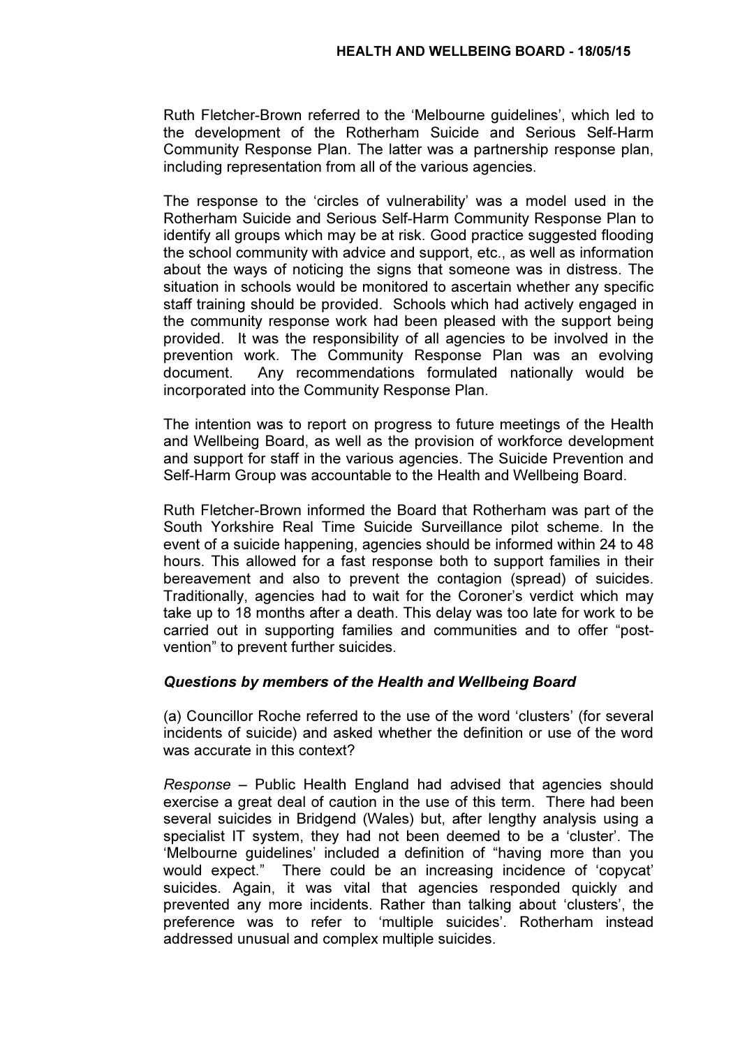Ruth Fletcher-Brown referred to the 'Melbourne guidelines', which led to the development of the Rotherham Suicide and Serious Self-Harm Community Response Plan. The latter was a partnership response plan, including representation from all of the various agencies.

The response to the 'circles of vulnerability' was a model used in the Rotherham Suicide and Serious Self-Harm Community Response Plan to identify all groups which may be at risk. Good practice suggested flooding the school community with advice and support, etc., as well as information about the ways of noticing the signs that someone was in distress. The situation in schools would be monitored to ascertain whether any specific staff training should be provided. Schools which had actively engaged in the community response work had been pleased with the support being provided. It was the responsibility of all agencies to be involved in the prevention work. The Community Response Plan was an evolving document. Any recommendations formulated nationally would be incorporated into the Community Response Plan.

The intention was to report on progress to future meetings of the Health and Wellbeing Board, as well as the provision of workforce development and support for staff in the various agencies. The Suicide Prevention and Self-Harm Group was accountable to the Health and Wellbeing Board.

Ruth Fletcher-Brown informed the Board that Rotherham was part of the South Yorkshire Real Time Suicide Surveillance pilot scheme. In the event of a suicide happening, agencies should be informed within 24 to 48 hours. This allowed for a fast response both to support families in their bereavement and also to prevent the contagion (spread) of suicides. Traditionally, agencies had to wait for the Coroner's verdict which may take up to 18 months after a death. This delay was too late for work to be carried out in supporting families and communities and to offer "post-vention" to prevent further suicides.

***Questions by members of the Health and Wellbeing Board***

(a) Councillor Roche referred to the use of the word 'clusters' (for several incidents of suicide) and asked whether the definition or use of the word was accurate in this context?

*Response* – Public Health England had advised that agencies should exercise a great deal of caution in the use of this term. There had been several suicides in Bridgend (Wales) but, after lengthy analysis using a specialist IT system, they had not been deemed to be a 'cluster'. The 'Melbourne guidelines' included a definition of "having more than you would expect." There could be an increasing incidence of 'copycat' suicides. Again, it was vital that agencies responded quickly and prevented any more incidents. Rather than talking about 'clusters', the preference was to refer to 'multiple suicides'. Rotherham instead addressed unusual and complex multiple suicides.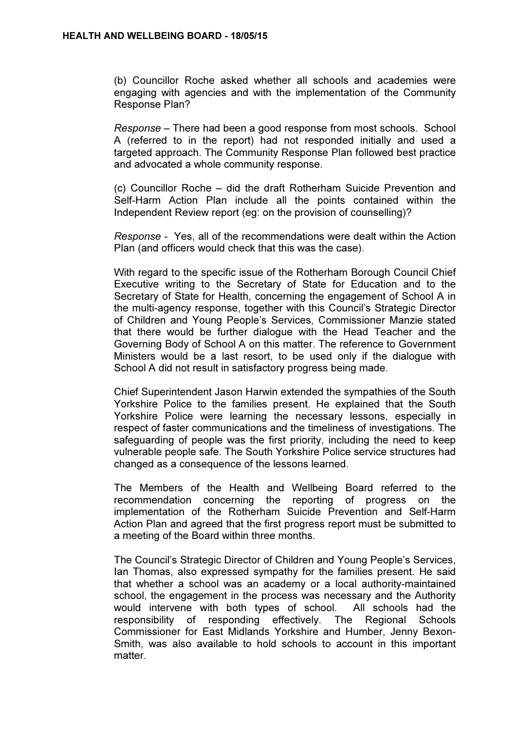(b) Councillor Roche asked whether all schools and academies were engaging with agencies and with the implementation of the Community Response Plan?

*Response* – There had been a good response from most schools. School A (referred to in the report) had not responded initially and used a targeted approach. The Community Response Plan followed best practice and advocated a whole community response.

(c) Councillor Roche – did the draft Rotherham Suicide Prevention and Self-Harm Action Plan include all the points contained within the Independent Review report (eg: on the provision of counselling)?

*Response* - Yes, all of the recommendations were dealt within the Action Plan (and officers would check that this was the case).

With regard to the specific issue of the Rotherham Borough Council Chief Executive writing to the Secretary of State for Education and to the Secretary of State for Health, concerning the engagement of School A in the multi-agency response, together with this Council's Strategic Director of Children and Young People's Services, Commissioner Manzie stated that there would be further dialogue with the Head Teacher and the Governing Body of School A on this matter. The reference to Government Ministers would be a last resort, to be used only if the dialogue with School A did not result in satisfactory progress being made.

Chief Superintendent Jason Harwin extended the sympathies of the South Yorkshire Police to the families present. He explained that the South Yorkshire Police were learning the necessary lessons, especially in respect of faster communications and the timeliness of investigations. The safeguarding of people was the first priority, including the need to keep vulnerable people safe. The South Yorkshire Police service structures had changed as a consequence of the lessons learned.

The Members of the Health and Wellbeing Board referred to the recommendation concerning the reporting of progress on the implementation of the Rotherham Suicide Prevention and Self-Harm Action Plan and agreed that the first progress report must be submitted to a meeting of the Board within three months.

The Council's Strategic Director of Children and Young People's Services, Ian Thomas, also expressed sympathy for the families present. He said that whether a school was an academy or a local authority-maintained school, the engagement in the process was necessary and the Authority would intervene with both types of school. All schools had the responsibility of responding effectively. The Regional Schools Commissioner for East Midlands Yorkshire and Humber, Jenny Bexon-Smith, was also available to hold schools to account in this important matter.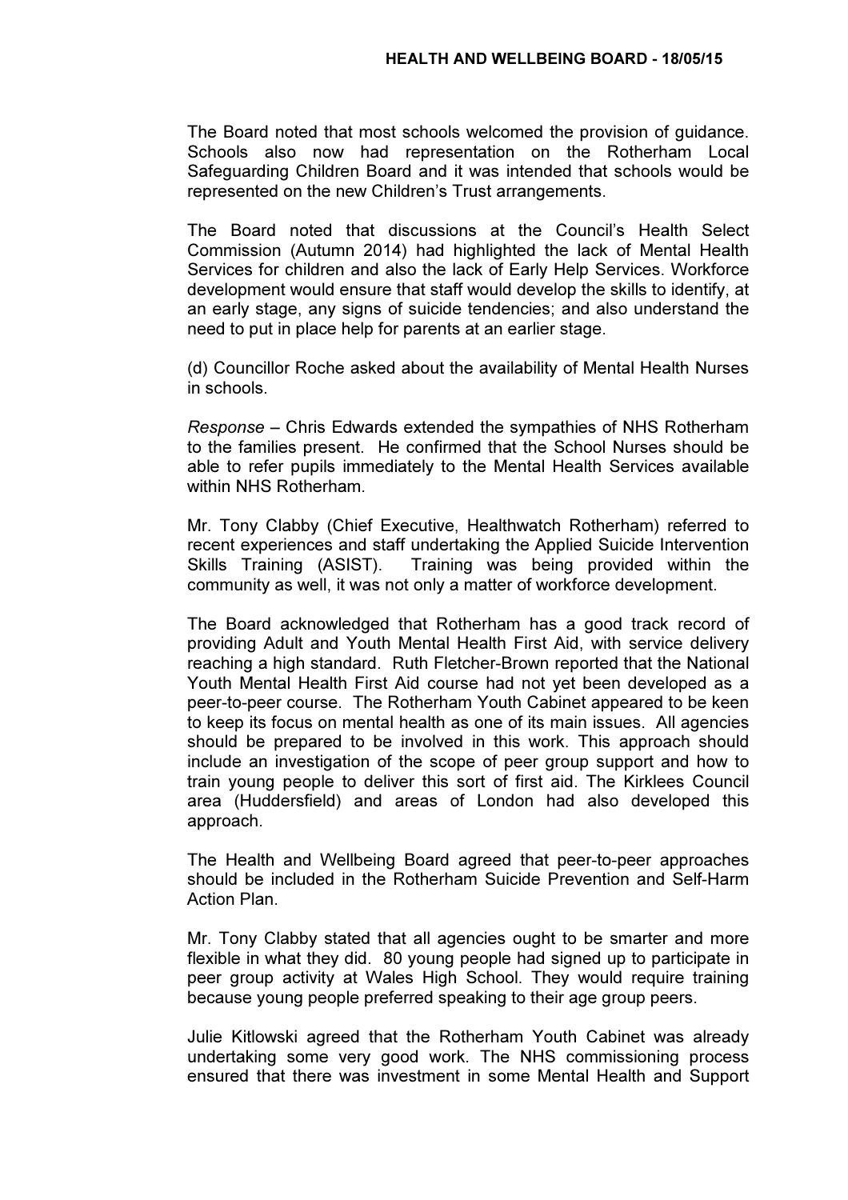The Board noted that most schools welcomed the provision of guidance. Schools also now had representation on the Rotherham Local Safeguarding Children Board and it was intended that schools would be represented on the new Children's Trust arrangements.

The Board noted that discussions at the Council's Health Select Commission (Autumn 2014) had highlighted the lack of Mental Health Services for children and also the lack of Early Help Services. Workforce development would ensure that staff would develop the skills to identify, at an early stage, any signs of suicide tendencies; and also understand the need to put in place help for parents at an earlier stage.

(d) Councillor Roche asked about the availability of Mental Health Nurses in schools.

*Response* – Chris Edwards extended the sympathies of NHS Rotherham to the families present. He confirmed that the School Nurses should be able to refer pupils immediately to the Mental Health Services available within NHS Rotherham.

Mr. Tony Clabby (Chief Executive, Healthwatch Rotherham) referred to recent experiences and staff undertaking the Applied Suicide Intervention Skills Training (ASIST). Training was being provided within the community as well, it was not only a matter of workforce development.

The Board acknowledged that Rotherham has a good track record of providing Adult and Youth Mental Health First Aid, with service delivery reaching a high standard. Ruth Fletcher-Brown reported that the National Youth Mental Health First Aid course had not yet been developed as a peer-to-peer course. The Rotherham Youth Cabinet appeared to be keen to keep its focus on mental health as one of its main issues. All agencies should be prepared to be involved in this work. This approach should include an investigation of the scope of peer group support and how to train young people to deliver this sort of first aid. The Kirklees Council area (Huddersfield) and areas of London had also developed this approach.

The Health and Wellbeing Board agreed that peer-to-peer approaches should be included in the Rotherham Suicide Prevention and Self-Harm Action Plan.

Mr. Tony Clabby stated that all agencies ought to be smarter and more flexible in what they did. 80 young people had signed up to participate in peer group activity at Wales High School. They would require training because young people preferred speaking to their age group peers.

Julie Kitlowski agreed that the Rotherham Youth Cabinet was already undertaking some very good work. The NHS commissioning process ensured that there was investment in some Mental Health and Support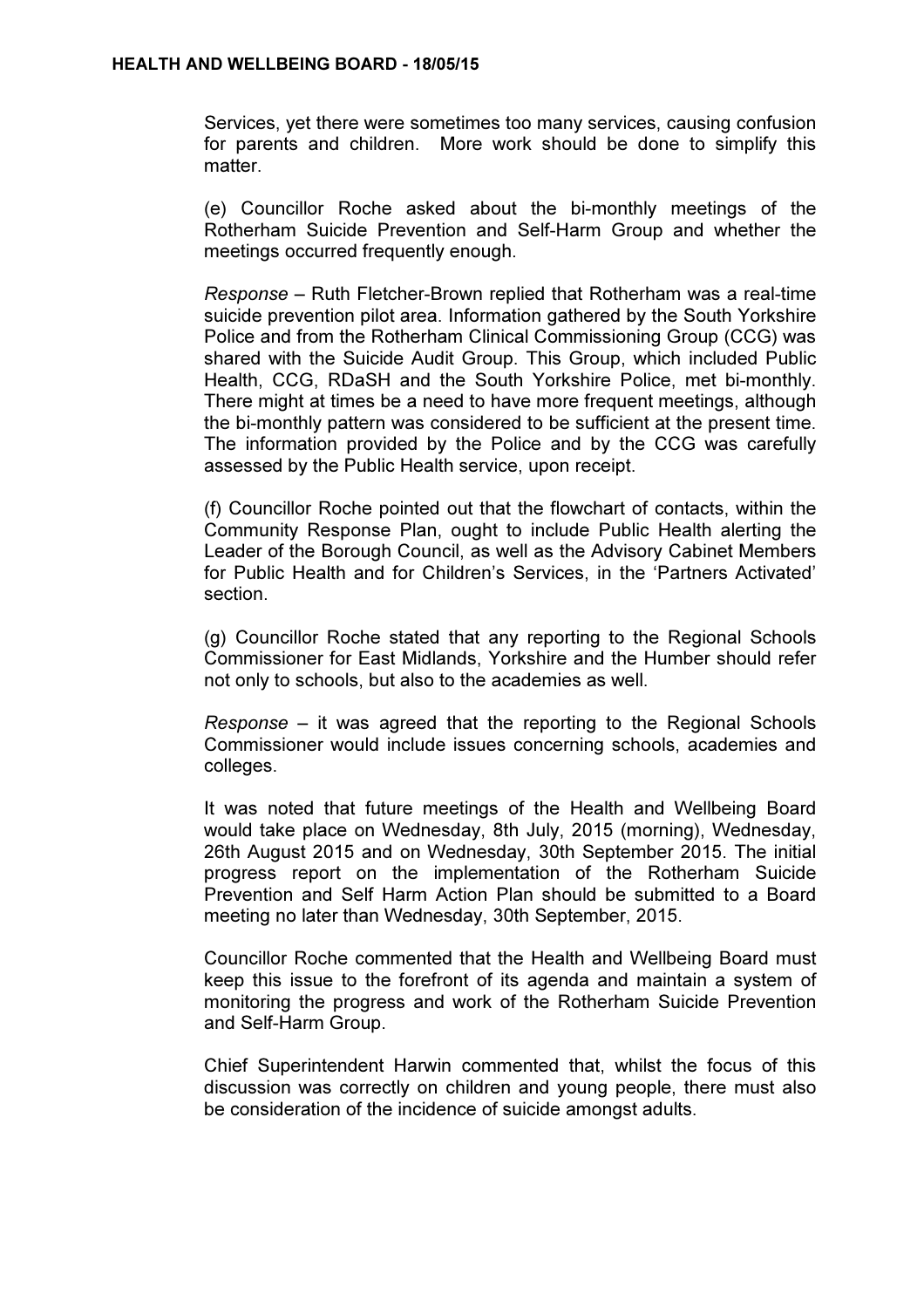Services, yet there were sometimes too many services, causing confusion for parents and children. More work should be done to simplify this matter.

(e) Councillor Roche asked about the bi-monthly meetings of the Rotherham Suicide Prevention and Self-Harm Group and whether the meetings occurred frequently enough.

*Response* – Ruth Fletcher-Brown replied that Rotherham was a real-time suicide prevention pilot area. Information gathered by the South Yorkshire Police and from the Rotherham Clinical Commissioning Group (CCG) was shared with the Suicide Audit Group. This Group, which included Public Health, CCG, RDaSH and the South Yorkshire Police, met bi-monthly. There might at times be a need to have more frequent meetings, although the bi-monthly pattern was considered to be sufficient at the present time. The information provided by the Police and by the CCG was carefully assessed by the Public Health service, upon receipt.

(f) Councillor Roche pointed out that the flowchart of contacts, within the Community Response Plan, ought to include Public Health alerting the Leader of the Borough Council, as well as the Advisory Cabinet Members for Public Health and for Children's Services, in the 'Partners Activated' section.

(g) Councillor Roche stated that any reporting to the Regional Schools Commissioner for East Midlands, Yorkshire and the Humber should refer not only to schools, but also to the academies as well.

*Response* – it was agreed that the reporting to the Regional Schools Commissioner would include issues concerning schools, academies and colleges.

It was noted that future meetings of the Health and Wellbeing Board would take place on Wednesday, 8th July, 2015 (morning), Wednesday, 26th August 2015 and on Wednesday, 30th September 2015. The initial progress report on the implementation of the Rotherham Suicide Prevention and Self Harm Action Plan should be submitted to a Board meeting no later than Wednesday, 30th September, 2015.

Councillor Roche commented that the Health and Wellbeing Board must keep this issue to the forefront of its agenda and maintain a system of monitoring the progress and work of the Rotherham Suicide Prevention and Self-Harm Group.

Chief Superintendent Harwin commented that, whilst the focus of this discussion was correctly on children and young people, there must also be consideration of the incidence of suicide amongst adults.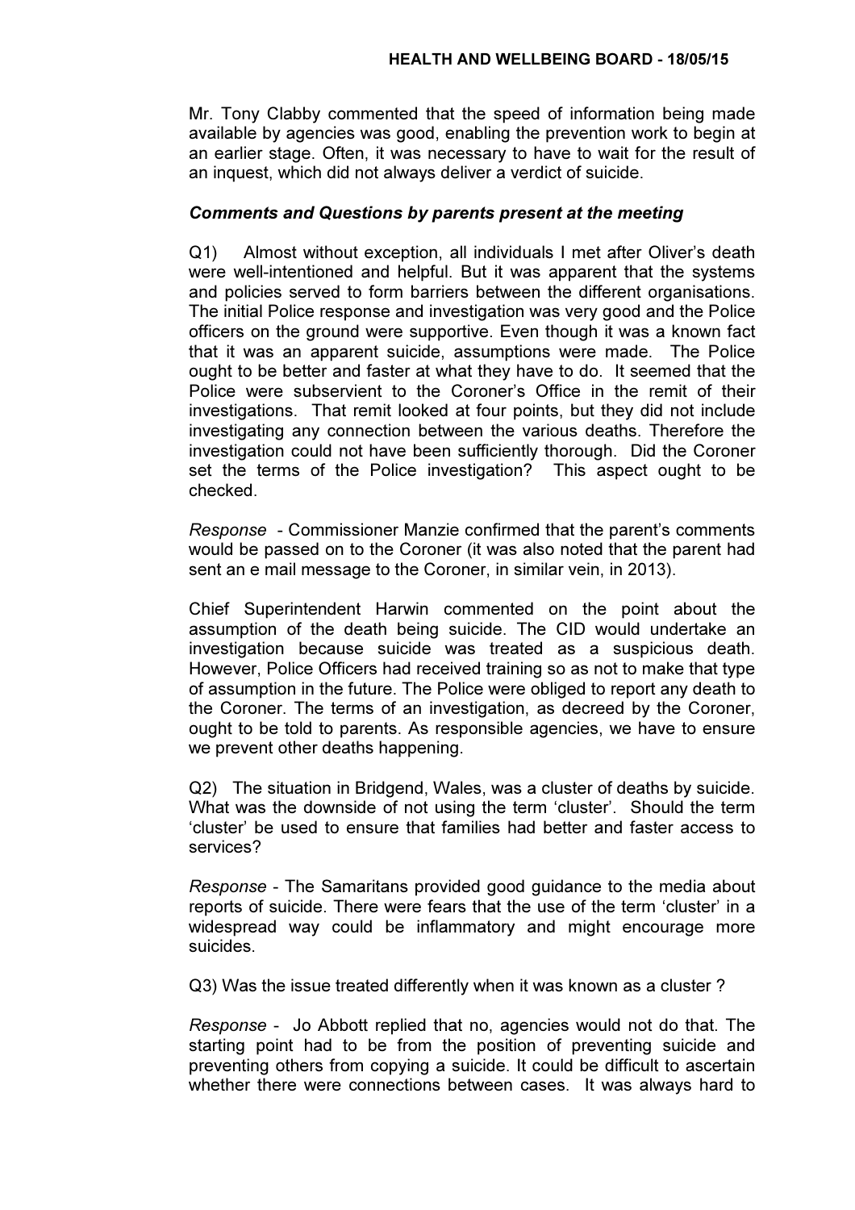Mr. Tony Clabby commented that the speed of information being made available by agencies was good, enabling the prevention work to begin at an earlier stage. Often, it was necessary to have to wait for the result of an inquest, which did not always deliver a verdict of suicide.

***Comments and Questions by parents present at the meeting***

Q1) Almost without exception, all individuals I met after Oliver's death were well-intentioned and helpful. But it was apparent that the systems and policies served to form barriers between the different organisations. The initial Police response and investigation was very good and the Police officers on the ground were supportive. Even though it was a known fact that it was an apparent suicide, assumptions were made. The Police ought to be better and faster at what they have to do. It seemed that the Police were subservient to the Coroner's Office in the remit of their investigations. That remit looked at four points, but they did not include investigating any connection between the various deaths. Therefore the investigation could not have been sufficiently thorough. Did the Coroner set the terms of the Police investigation? This aspect ought to be checked.

*Response* - Commissioner Manzie confirmed that the parent's comments would be passed on to the Coroner (it was also noted that the parent had sent an e mail message to the Coroner, in similar vein, in 2013).

Chief Superintendent Harwin commented on the point about the assumption of the death being suicide. The CID would undertake an investigation because suicide was treated as a suspicious death. However, Police Officers had received training so as not to make that type of assumption in the future. The Police were obliged to report any death to the Coroner. The terms of an investigation, as decreed by the Coroner, ought to be told to parents. As responsible agencies, we have to ensure we prevent other deaths happening.

Q2) The situation in Bridgend, Wales, was a cluster of deaths by suicide. What was the downside of not using the term 'cluster'. Should the term 'cluster' be used to ensure that families had better and faster access to services?

*Response* - The Samaritans provided good guidance to the media about reports of suicide. There were fears that the use of the term 'cluster' in a widespread way could be inflammatory and might encourage more suicides.

Q3) Was the issue treated differently when it was known as a cluster ?

*Response* - Jo Abbott replied that no, agencies would not do that. The starting point had to be from the position of preventing suicide and preventing others from copying a suicide. It could be difficult to ascertain whether there were connections between cases. It was always hard to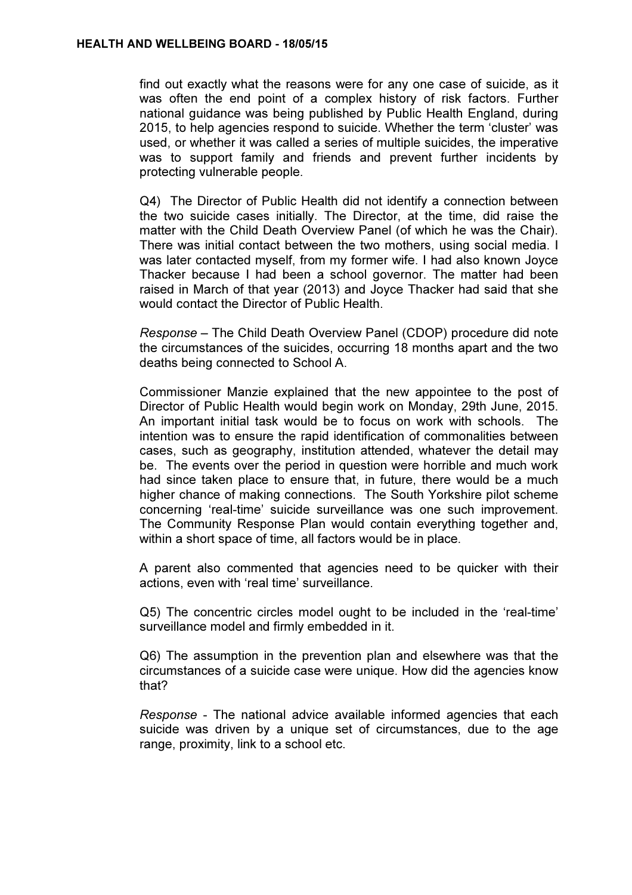find out exactly what the reasons were for any one case of suicide, as it was often the end point of a complex history of risk factors. Further national guidance was being published by Public Health England, during 2015, to help agencies respond to suicide. Whether the term 'cluster' was used, or whether it was called a series of multiple suicides, the imperative was to support family and friends and prevent further incidents by protecting vulnerable people.

Q4) The Director of Public Health did not identify a connection between the two suicide cases initially. The Director, at the time, did raise the matter with the Child Death Overview Panel (of which he was the Chair). There was initial contact between the two mothers, using social media. I was later contacted myself, from my former wife. I had also known Joyce Thacker because I had been a school governor. The matter had been raised in March of that year (2013) and Joyce Thacker had said that she would contact the Director of Public Health.

*Response* – The Child Death Overview Panel (CDOP) procedure did note the circumstances of the suicides, occurring 18 months apart and the two deaths being connected to School A.

Commissioner Manzie explained that the new appointee to the post of Director of Public Health would begin work on Monday, 29th June, 2015. An important initial task would be to focus on work with schools. The intention was to ensure the rapid identification of commonalities between cases, such as geography, institution attended, whatever the detail may be. The events over the period in question were horrible and much work had since taken place to ensure that, in future, there would be a much higher chance of making connections. The South Yorkshire pilot scheme concerning 'real-time' suicide surveillance was one such improvement. The Community Response Plan would contain everything together and, within a short space of time, all factors would be in place.

A parent also commented that agencies need to be quicker with their actions, even with 'real time' surveillance.

Q5) The concentric circles model ought to be included in the 'real-time' surveillance model and firmly embedded in it.

Q6) The assumption in the prevention plan and elsewhere was that the circumstances of a suicide case were unique. How did the agencies know that?

*Response* - The national advice available informed agencies that each suicide was driven by a unique set of circumstances, due to the age range, proximity, link to a school etc.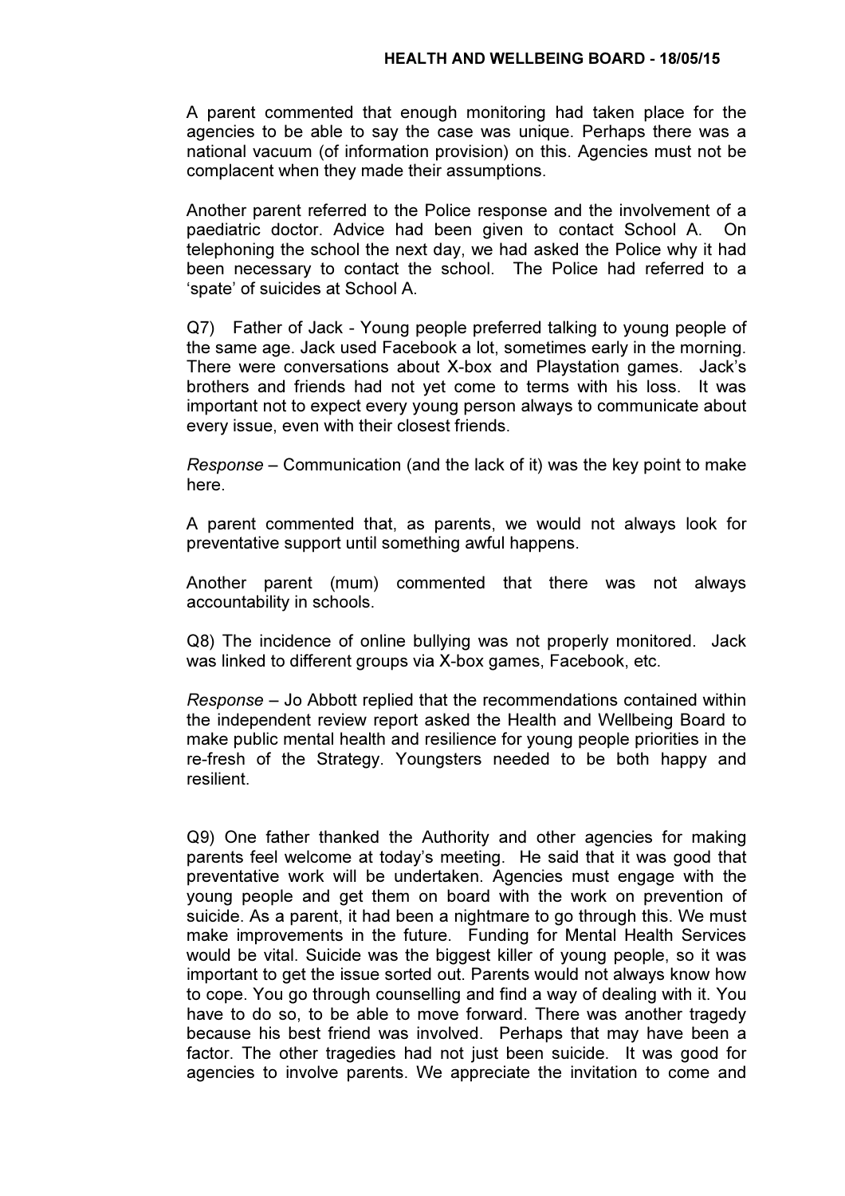A parent commented that enough monitoring had taken place for the agencies to be able to say the case was unique. Perhaps there was a national vacuum (of information provision) on this. Agencies must not be complacent when they made their assumptions.

Another parent referred to the Police response and the involvement of a paediatric doctor. Advice had been given to contact School A. On telephoning the school the next day, we had asked the Police why it had been necessary to contact the school. The Police had referred to a 'spate' of suicides at School A.

Q7) Father of Jack - Young people preferred talking to young people of the same age. Jack used Facebook a lot, sometimes early in the morning. There were conversations about X-box and Playstation games. Jack's brothers and friends had not yet come to terms with his loss. It was important not to expect every young person always to communicate about every issue, even with their closest friends.

*Response* – Communication (and the lack of it) was the key point to make here.

A parent commented that, as parents, we would not always look for preventative support until something awful happens.

Another parent (mum) commented that there was not always accountability in schools.

Q8) The incidence of online bullying was not properly monitored. Jack was linked to different groups via X-box games, Facebook, etc.

*Response* – Jo Abbott replied that the recommendations contained within the independent review report asked the Health and Wellbeing Board to make public mental health and resilience for young people priorities in the re-fresh of the Strategy. Youngsters needed to be both happy and resilient.

Q9) One father thanked the Authority and other agencies for making parents feel welcome at today's meeting. He said that it was good that preventative work will be undertaken. Agencies must engage with the young people and get them on board with the work on prevention of suicide. As a parent, it had been a nightmare to go through this. We must make improvements in the future. Funding for Mental Health Services would be vital. Suicide was the biggest killer of young people, so it was important to get the issue sorted out. Parents would not always know how to cope. You go through counselling and find a way of dealing with it. You have to do so, to be able to move forward. There was another tragedy because his best friend was involved. Perhaps that may have been a factor. The other tragedies had not just been suicide. It was good for agencies to involve parents. We appreciate the invitation to come and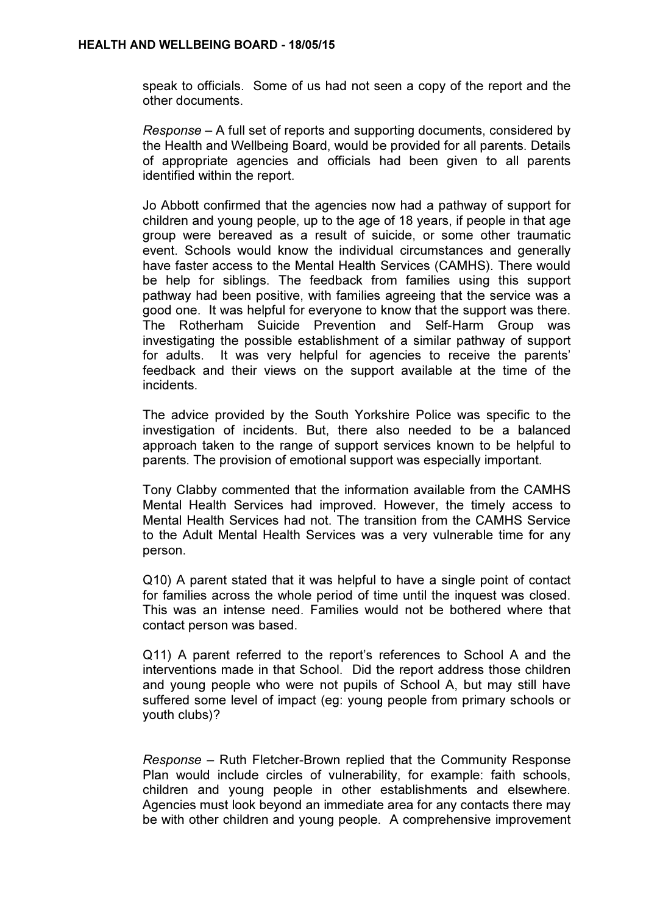speak to officials. Some of us had not seen a copy of the report and the other documents.

*Response* – A full set of reports and supporting documents, considered by the Health and Wellbeing Board, would be provided for all parents. Details of appropriate agencies and officials had been given to all parents identified within the report.

Jo Abbott confirmed that the agencies now had a pathway of support for children and young people, up to the age of 18 years, if people in that age group were bereaved as a result of suicide, or some other traumatic event. Schools would know the individual circumstances and generally have faster access to the Mental Health Services (CAMHS). There would be help for siblings. The feedback from families using this support pathway had been positive, with families agreeing that the service was a good one. It was helpful for everyone to know that the support was there. The Rotherham Suicide Prevention and Self-Harm Group was investigating the possible establishment of a similar pathway of support for adults. It was very helpful for agencies to receive the parents' feedback and their views on the support available at the time of the incidents.

The advice provided by the South Yorkshire Police was specific to the investigation of incidents. But, there also needed to be a balanced approach taken to the range of support services known to be helpful to parents. The provision of emotional support was especially important.

Tony Clabby commented that the information available from the CAMHS Mental Health Services had improved. However, the timely access to Mental Health Services had not. The transition from the CAMHS Service to the Adult Mental Health Services was a very vulnerable time for any person.

Q10) A parent stated that it was helpful to have a single point of contact for families across the whole period of time until the inquest was closed. This was an intense need. Families would not be bothered where that contact person was based.

Q11) A parent referred to the report's references to School A and the interventions made in that School. Did the report address those children and young people who were not pupils of School A, but may still have suffered some level of impact (eg: young people from primary schools or youth clubs)?

*Response* – Ruth Fletcher-Brown replied that the Community Response Plan would include circles of vulnerability, for example: faith schools, children and young people in other establishments and elsewhere. Agencies must look beyond an immediate area for any contacts there may be with other children and young people. A comprehensive improvement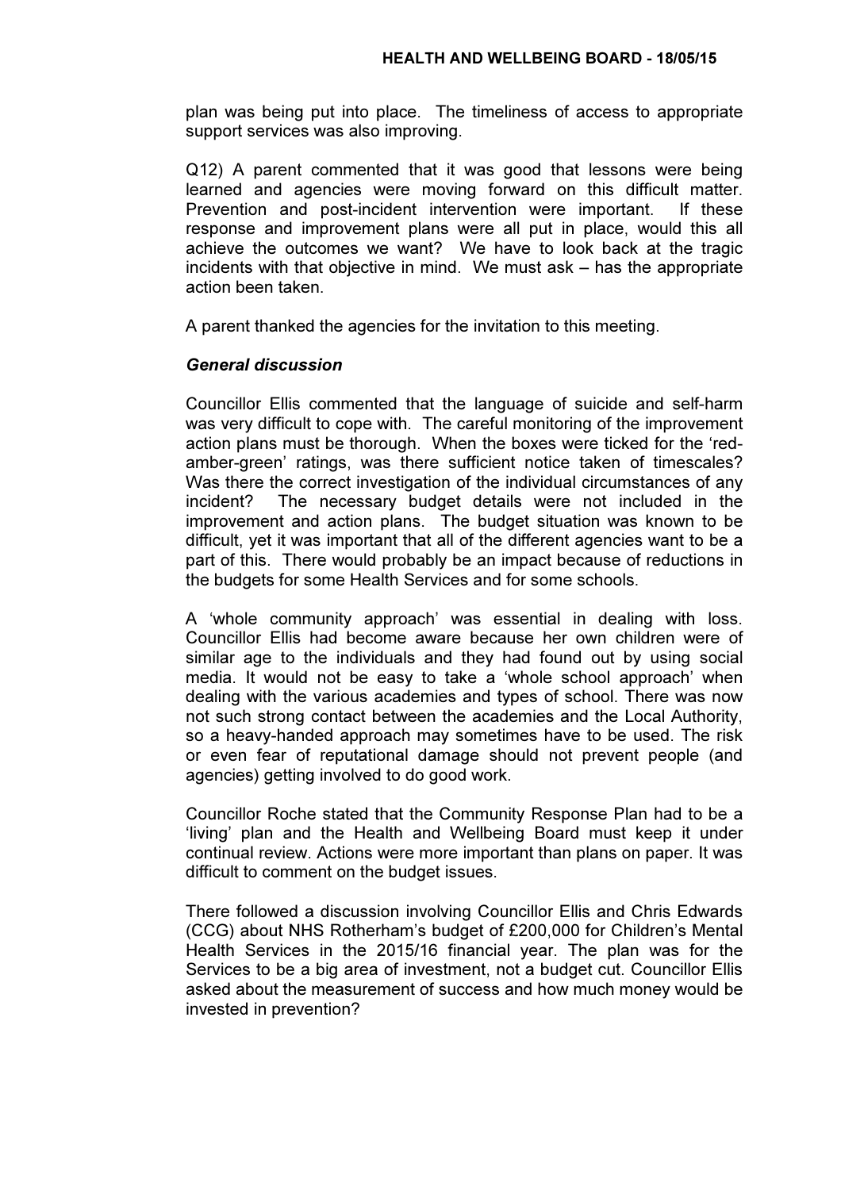plan was being put into place. The timeliness of access to appropriate support services was also improving.

Q12) A parent commented that it was good that lessons were being learned and agencies were moving forward on this difficult matter. Prevention and post-incident intervention were important. If these response and improvement plans were all put in place, would this all achieve the outcomes we want? We have to look back at the tragic incidents with that objective in mind. We must ask – has the appropriate action been taken.

A parent thanked the agencies for the invitation to this meeting.

***General discussion***

Councillor Ellis commented that the language of suicide and self-harm was very difficult to cope with. The careful monitoring of the improvement action plans must be thorough. When the boxes were ticked for the 'red-amber-green' ratings, was there sufficient notice taken of timescales? Was there the correct investigation of the individual circumstances of any incident? The necessary budget details were not included in the improvement and action plans. The budget situation was known to be difficult, yet it was important that all of the different agencies want to be a part of this. There would probably be an impact because of reductions in the budgets for some Health Services and for some schools.

A 'whole community approach' was essential in dealing with loss. Councillor Ellis had become aware because her own children were of similar age to the individuals and they had found out by using social media. It would not be easy to take a 'whole school approach' when dealing with the various academies and types of school. There was now not such strong contact between the academies and the Local Authority, so a heavy-handed approach may sometimes have to be used. The risk or even fear of reputational damage should not prevent people (and agencies) getting involved to do good work.

Councillor Roche stated that the Community Response Plan had to be a 'living' plan and the Health and Wellbeing Board must keep it under continual review. Actions were more important than plans on paper. It was difficult to comment on the budget issues.

There followed a discussion involving Councillor Ellis and Chris Edwards (CCG) about NHS Rotherham's budget of £200,000 for Children's Mental Health Services in the 2015/16 financial year. The plan was for the Services to be a big area of investment, not a budget cut. Councillor Ellis asked about the measurement of success and how much money would be invested in prevention?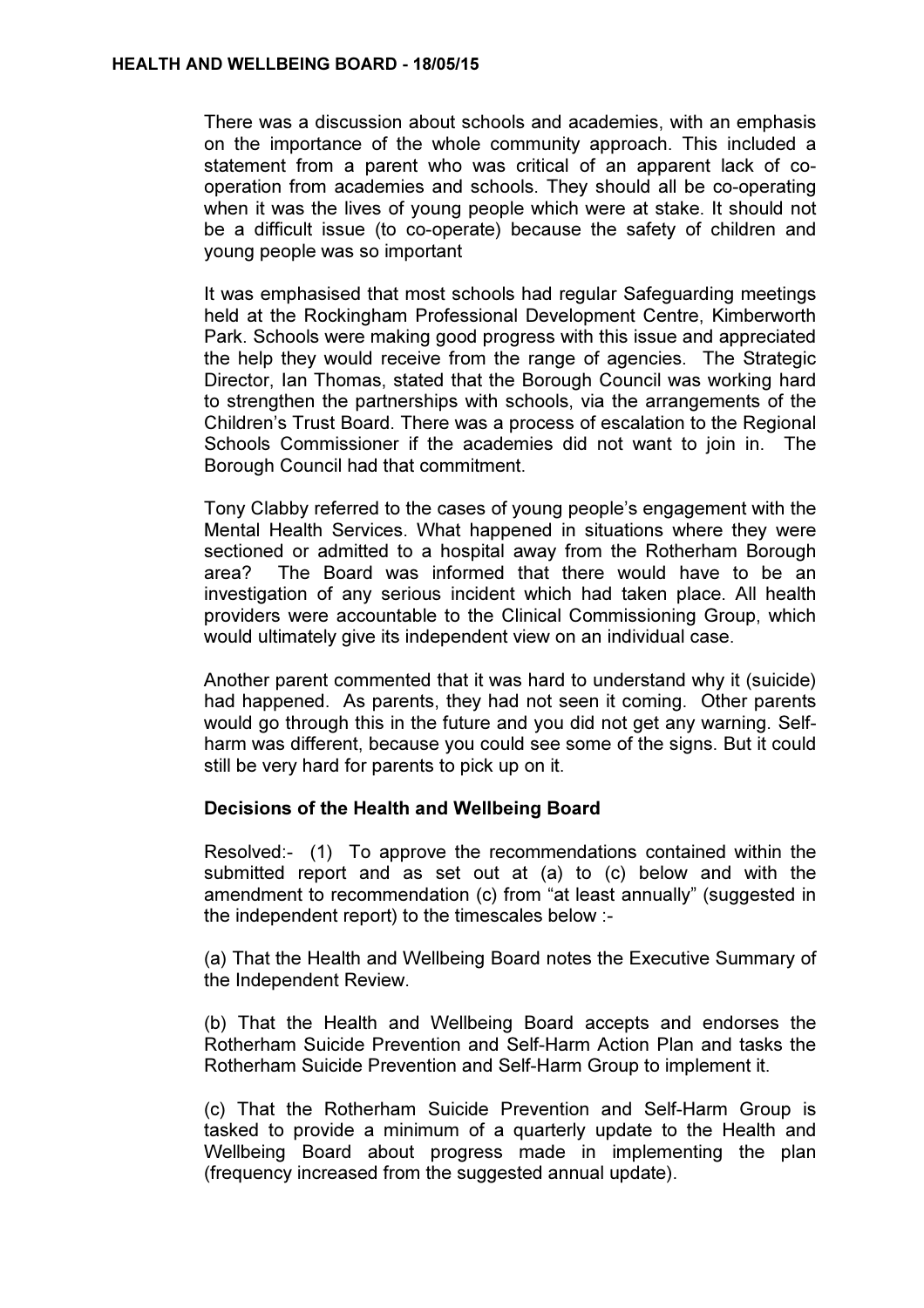There was a discussion about schools and academies, with an emphasis on the importance of the whole community approach. This included a statement from a parent who was critical of an apparent lack of co-operation from academies and schools. They should all be co-operating when it was the lives of young people which were at stake. It should not be a difficult issue (to co-operate) because the safety of children and young people was so important

It was emphasised that most schools had regular Safeguarding meetings held at the Rockingham Professional Development Centre, Kimberworth Park. Schools were making good progress with this issue and appreciated the help they would receive from the range of agencies. The Strategic Director, Ian Thomas, stated that the Borough Council was working hard to strengthen the partnerships with schools, via the arrangements of the Children's Trust Board. There was a process of escalation to the Regional Schools Commissioner if the academies did not want to join in. The Borough Council had that commitment.

Tony Clabby referred to the cases of young people's engagement with the Mental Health Services. What happened in situations where they were sectioned or admitted to a hospital away from the Rotherham Borough area? The Board was informed that there would have to be an investigation of any serious incident which had taken place. All health providers were accountable to the Clinical Commissioning Group, which would ultimately give its independent view on an individual case.

Another parent commented that it was hard to understand why it (suicide) had happened. As parents, they had not seen it coming. Other parents would go through this in the future and you did not get any warning. Self-harm was different, because you could see some of the signs. But it could still be very hard for parents to pick up on it.

**Decisions of the Health and Wellbeing Board**

Resolved:- (1) To approve the recommendations contained within the submitted report and as set out at (a) to (c) below and with the amendment to recommendation (c) from "at least annually" (suggested in the independent report) to the timescales below :-

(a) That the Health and Wellbeing Board notes the Executive Summary of the Independent Review.

(b) That the Health and Wellbeing Board accepts and endorses the Rotherham Suicide Prevention and Self-Harm Action Plan and tasks the Rotherham Suicide Prevention and Self-Harm Group to implement it.

(c) That the Rotherham Suicide Prevention and Self-Harm Group is tasked to provide a minimum of a quarterly update to the Health and Wellbeing Board about progress made in implementing the plan (frequency increased from the suggested annual update).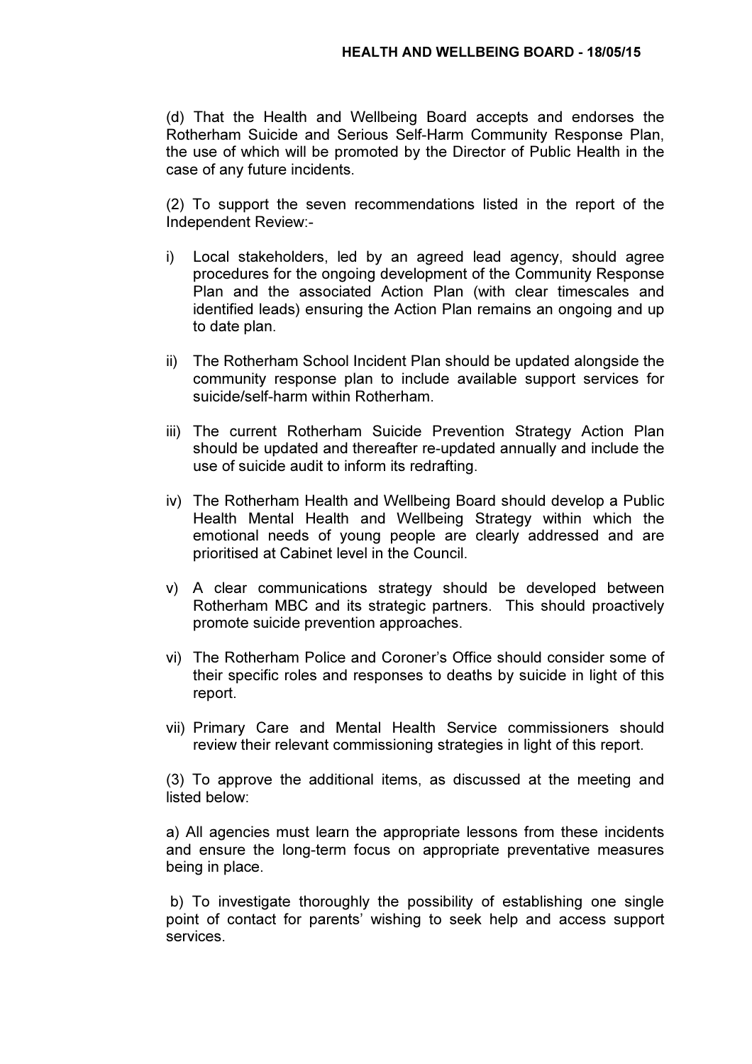(d) That the Health and Wellbeing Board accepts and endorses the Rotherham Suicide and Serious Self-Harm Community Response Plan, the use of which will be promoted by the Director of Public Health in the case of any future incidents.

(2) To support the seven recommendations listed in the report of the Independent Review:-

i) Local stakeholders, led by an agreed lead agency, should agree procedures for the ongoing development of the Community Response Plan and the associated Action Plan (with clear timescales and identified leads) ensuring the Action Plan remains an ongoing and up to date plan.

ii) The Rotherham School Incident Plan should be updated alongside the community response plan to include available support services for suicide/self-harm within Rotherham.

iii) The current Rotherham Suicide Prevention Strategy Action Plan should be updated and thereafter re-updated annually and include the use of suicide audit to inform its redrafting.

iv) The Rotherham Health and Wellbeing Board should develop a Public Health Mental Health and Wellbeing Strategy within which the emotional needs of young people are clearly addressed and are prioritised at Cabinet level in the Council.

v) A clear communications strategy should be developed between Rotherham MBC and its strategic partners. This should proactively promote suicide prevention approaches.

vi) The Rotherham Police and Coroner's Office should consider some of their specific roles and responses to deaths by suicide in light of this report.

vii) Primary Care and Mental Health Service commissioners should review their relevant commissioning strategies in light of this report.

(3) To approve the additional items, as discussed at the meeting and listed below:

a) All agencies must learn the appropriate lessons from these incidents and ensure the long-term focus on appropriate preventative measures being in place.

b) To investigate thoroughly the possibility of establishing one single point of contact for parents' wishing to seek help and access support services.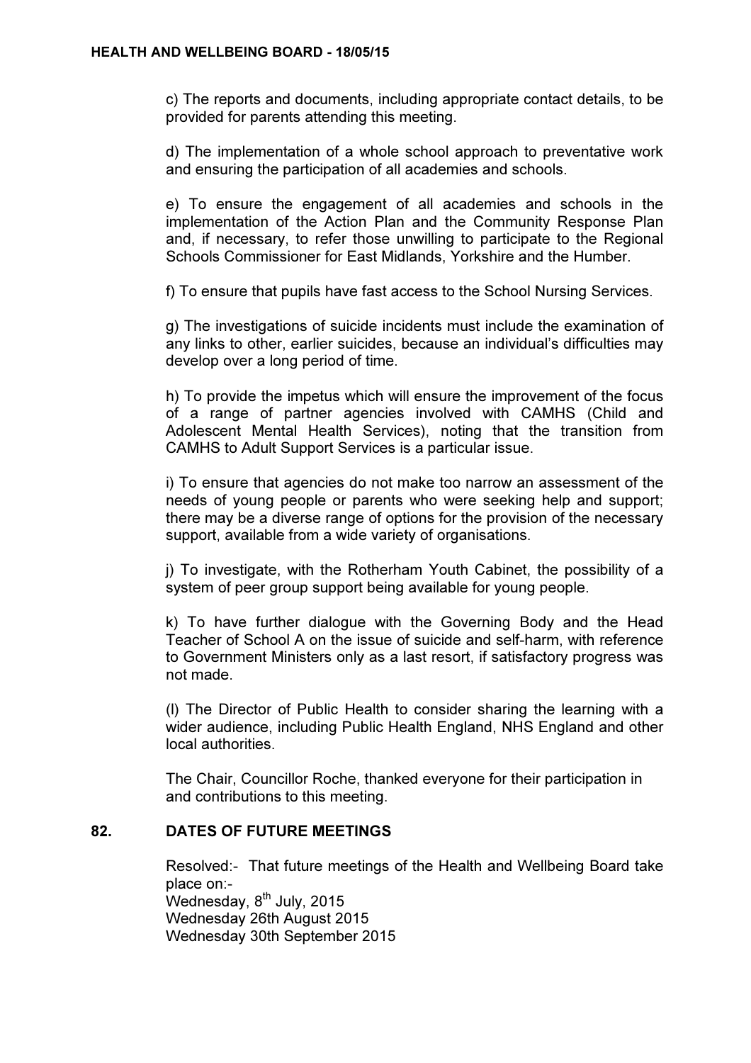c) The reports and documents, including appropriate contact details, to be provided for parents attending this meeting.

d) The implementation of a whole school approach to preventative work and ensuring the participation of all academies and schools.

e) To ensure the engagement of all academies and schools in the implementation of the Action Plan and the Community Response Plan and, if necessary, to refer those unwilling to participate to the Regional Schools Commissioner for East Midlands, Yorkshire and the Humber.

f) To ensure that pupils have fast access to the School Nursing Services.

g) The investigations of suicide incidents must include the examination of any links to other, earlier suicides, because an individual's difficulties may develop over a long period of time.

h) To provide the impetus which will ensure the improvement of the focus of a range of partner agencies involved with CAMHS (Child and Adolescent Mental Health Services), noting that the transition from CAMHS to Adult Support Services is a particular issue.

i) To ensure that agencies do not make too narrow an assessment of the needs of young people or parents who were seeking help and support; there may be a diverse range of options for the provision of the necessary support, available from a wide variety of organisations.

j) To investigate, with the Rotherham Youth Cabinet, the possibility of a system of peer group support being available for young people.

k) To have further dialogue with the Governing Body and the Head Teacher of School A on the issue of suicide and self-harm, with reference to Government Ministers only as a last resort, if satisfactory progress was not made.

(l) The Director of Public Health to consider sharing the learning with a wider audience, including Public Health England, NHS England and other local authorities.

The Chair, Councillor Roche, thanked everyone for their participation in and contributions to this meeting.

## 82. DATES OF FUTURE MEETINGS

Resolved:- That future meetings of the Health and Wellbeing Board take place on:-
Wednesday, 8th July, 2015
Wednesday 26th August 2015
Wednesday 30th September 2015